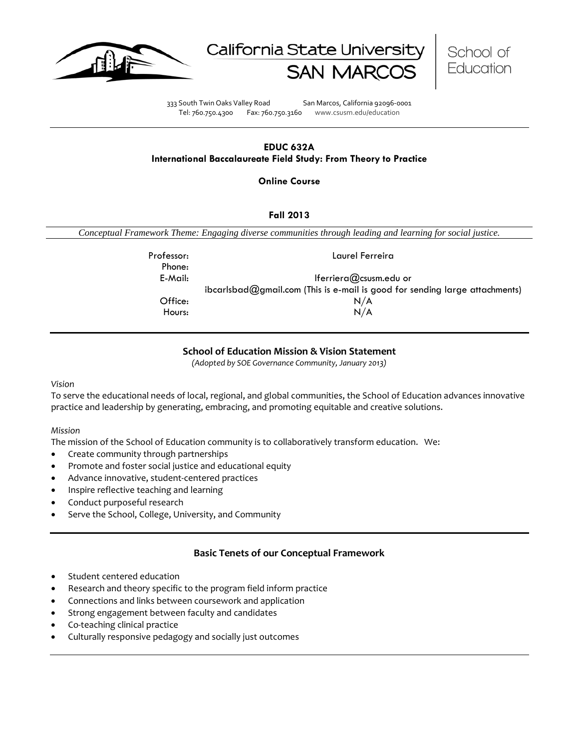California State University SAN MARCOS | School of Education

333 South Twin Oaks Valley Road San Marcos, California 92096-0001
Tel: 760.750.4300 Fax: 760.750.3160 www.csusm.edu/education

# EDUC 632A
## International Baccalaureate Field Study: From Theory to Practice

**Online Course**

**Fall 2013**

*Conceptual Framework Theme: Engaging diverse communities through leading and learning for social justice.*

| | |
|---|---|
| Professor: | Laurel Ferreira |
| Phone: | |
| E-Mail: | lferriera@csusm.edu or ibcarlsbad@gmail.com (This is e-mail is good for sending large attachments) |
| Office: | N/A |
| Hours: | N/A |

## School of Education Mission & Vision Statement

*(Adopted by SOE Governance Community, January 2013)*

*Vision*

To serve the educational needs of local, regional, and global communities, the School of Education advances innovative practice and leadership by generating, embracing, and promoting equitable and creative solutions.

*Mission*

The mission of the School of Education community is to collaboratively transform education. We:

- Create community through partnerships
- Promote and foster social justice and educational equity
- Advance innovative, student-centered practices
- Inspire reflective teaching and learning
- Conduct purposeful research
- Serve the School, College, University, and Community

## Basic Tenets of our Conceptual Framework

- Student centered education
- Research and theory specific to the program field inform practice
- Connections and links between coursework and application
- Strong engagement between faculty and candidates
- Co-teaching clinical practice
- Culturally responsive pedagogy and socially just outcomes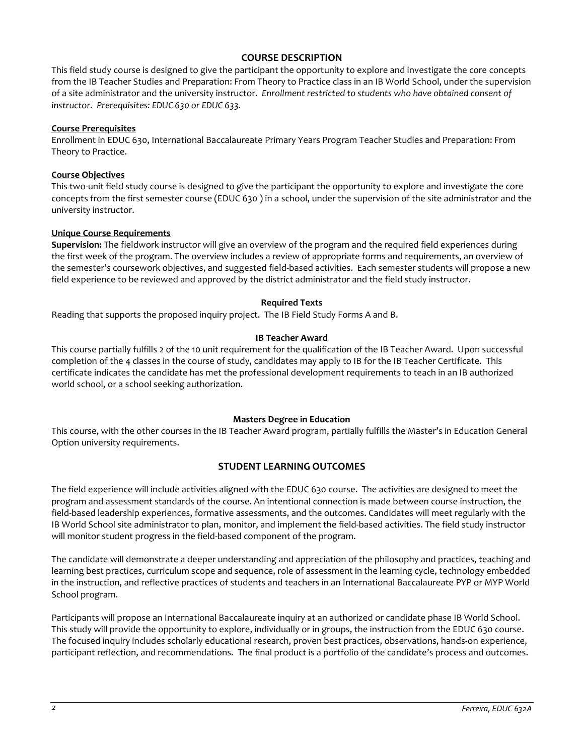## COURSE DESCRIPTION

This field study course is designed to give the participant the opportunity to explore and investigate the core concepts from the IB Teacher Studies and Preparation: From Theory to Practice class in an IB World School, under the supervision of a site administrator and the university instructor. *Enrollment restricted to students who have obtained consent of instructor. Prerequisites: EDUC 630 or EDUC 633.*

### Course Prerequisites

Enrollment in EDUC 630, International Baccalaureate Primary Years Program Teacher Studies and Preparation: From Theory to Practice.

### Course Objectives

This two-unit field study course is designed to give the participant the opportunity to explore and investigate the core concepts from the first semester course (EDUC 630 ) in a school, under the supervision of the site administrator and the university instructor.

### Unique Course Requirements

**Supervision:** The fieldwork instructor will give an overview of the program and the required field experiences during the first week of the program. The overview includes a review of appropriate forms and requirements, an overview of the semester's coursework objectives, and suggested field-based activities. Each semester students will propose a new field experience to be reviewed and approved by the district administrator and the field study instructor.

### Required Texts

Reading that supports the proposed inquiry project. The IB Field Study Forms A and B.

### IB Teacher Award

This course partially fulfills 2 of the 10 unit requirement for the qualification of the IB Teacher Award. Upon successful completion of the 4 classes in the course of study, candidates may apply to IB for the IB Teacher Certificate. This certificate indicates the candidate has met the professional development requirements to teach in an IB authorized world school, or a school seeking authorization.

### Masters Degree in Education

This course, with the other courses in the IB Teacher Award program, partially fulfills the Master's in Education General Option university requirements.

## STUDENT LEARNING OUTCOMES

The field experience will include activities aligned with the EDUC 630 course. The activities are designed to meet the program and assessment standards of the course. An intentional connection is made between course instruction, the field-based leadership experiences, formative assessments, and the outcomes. Candidates will meet regularly with the IB World School site administrator to plan, monitor, and implement the field-based activities. The field study instructor will monitor student progress in the field-based component of the program.

The candidate will demonstrate a deeper understanding and appreciation of the philosophy and practices, teaching and learning best practices, curriculum scope and sequence, role of assessment in the learning cycle, technology embedded in the instruction, and reflective practices of students and teachers in an International Baccalaureate PYP or MYP World School program.

Participants will propose an International Baccalaureate inquiry at an authorized or candidate phase IB World School. This study will provide the opportunity to explore, individually or in groups, the instruction from the EDUC 630 course. The focused inquiry includes scholarly educational research, proven best practices, observations, hands-on experience, participant reflection, and recommendations. The final product is a portfolio of the candidate's process and outcomes.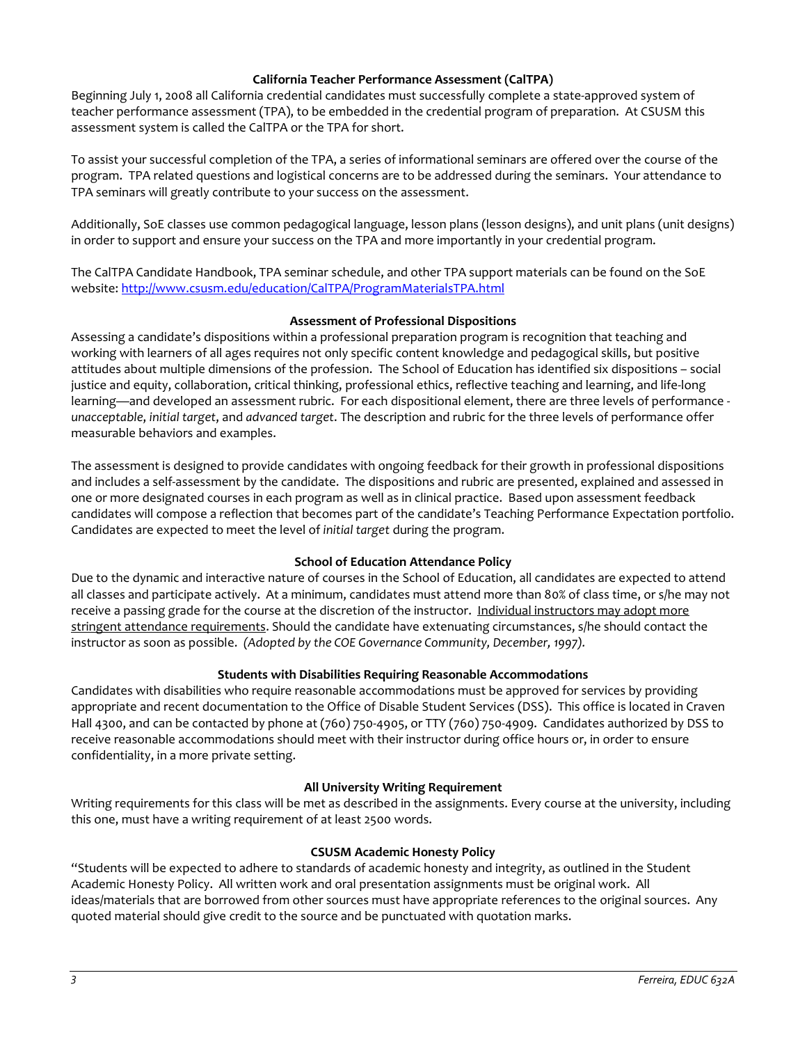## California Teacher Performance Assessment (CalTPA)

Beginning July 1, 2008 all California credential candidates must successfully complete a state-approved system of teacher performance assessment (TPA), to be embedded in the credential program of preparation. At CSUSM this assessment system is called the CalTPA or the TPA for short.

To assist your successful completion of the TPA, a series of informational seminars are offered over the course of the program. TPA related questions and logistical concerns are to be addressed during the seminars. Your attendance to TPA seminars will greatly contribute to your success on the assessment.

Additionally, SoE classes use common pedagogical language, lesson plans (lesson designs), and unit plans (unit designs) in order to support and ensure your success on the TPA and more importantly in your credential program.

The CalTPA Candidate Handbook, TPA seminar schedule, and other TPA support materials can be found on the SoE website: http://www.csusm.edu/education/CalTPA/ProgramMaterialsTPA.html

## Assessment of Professional Dispositions

Assessing a candidate's dispositions within a professional preparation program is recognition that teaching and working with learners of all ages requires not only specific content knowledge and pedagogical skills, but positive attitudes about multiple dimensions of the profession. The School of Education has identified six dispositions – social justice and equity, collaboration, critical thinking, professional ethics, reflective teaching and learning, and life-long learning—and developed an assessment rubric. For each dispositional element, there are three levels of performance - *unacceptable*, *initial target*, and *advanced target*. The description and rubric for the three levels of performance offer measurable behaviors and examples.

The assessment is designed to provide candidates with ongoing feedback for their growth in professional dispositions and includes a self-assessment by the candidate. The dispositions and rubric are presented, explained and assessed in one or more designated courses in each program as well as in clinical practice. Based upon assessment feedback candidates will compose a reflection that becomes part of the candidate's Teaching Performance Expectation portfolio. Candidates are expected to meet the level of *initial target* during the program.

## School of Education Attendance Policy

Due to the dynamic and interactive nature of courses in the School of Education, all candidates are expected to attend all classes and participate actively. At a minimum, candidates must attend more than 80% of class time, or s/he may not receive a passing grade for the course at the discretion of the instructor. Individual instructors may adopt more stringent attendance requirements. Should the candidate have extenuating circumstances, s/he should contact the instructor as soon as possible. *(Adopted by the COE Governance Community, December, 1997).*

## Students with Disabilities Requiring Reasonable Accommodations

Candidates with disabilities who require reasonable accommodations must be approved for services by providing appropriate and recent documentation to the Office of Disable Student Services (DSS). This office is located in Craven Hall 4300, and can be contacted by phone at (760) 750-4905, or TTY (760) 750-4909. Candidates authorized by DSS to receive reasonable accommodations should meet with their instructor during office hours or, in order to ensure confidentiality, in a more private setting.

## All University Writing Requirement

Writing requirements for this class will be met as described in the assignments. Every course at the university, including this one, must have a writing requirement of at least 2500 words.

## CSUSM Academic Honesty Policy

"Students will be expected to adhere to standards of academic honesty and integrity, as outlined in the Student Academic Honesty Policy. All written work and oral presentation assignments must be original work. All ideas/materials that are borrowed from other sources must have appropriate references to the original sources. Any quoted material should give credit to the source and be punctuated with quotation marks.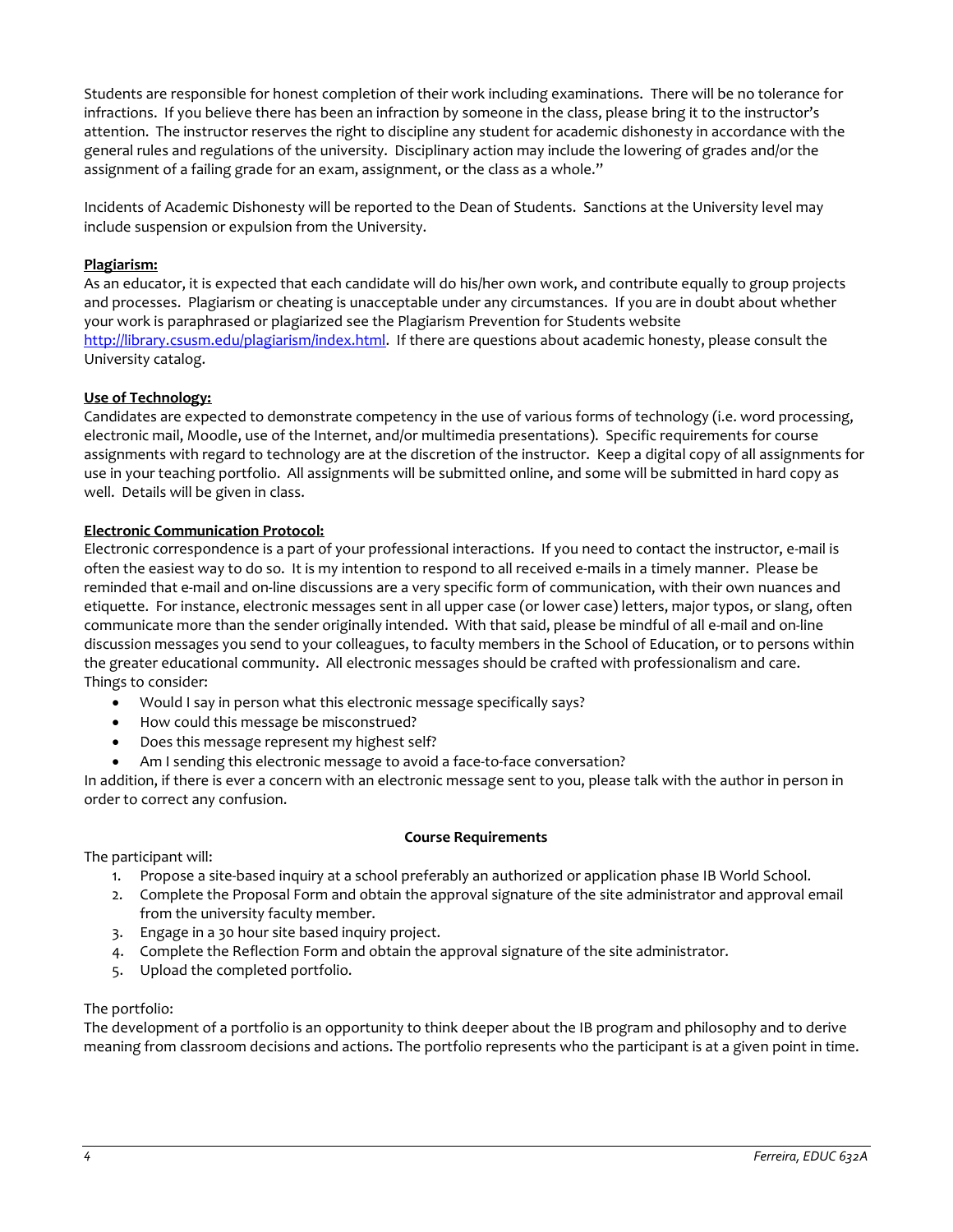Students are responsible for honest completion of their work including examinations. There will be no tolerance for infractions. If you believe there has been an infraction by someone in the class, please bring it to the instructor's attention. The instructor reserves the right to discipline any student for academic dishonesty in accordance with the general rules and regulations of the university. Disciplinary action may include the lowering of grades and/or the assignment of a failing grade for an exam, assignment, or the class as a whole."

Incidents of Academic Dishonesty will be reported to the Dean of Students. Sanctions at the University level may include suspension or expulsion from the University.

**Plagiarism:**

As an educator, it is expected that each candidate will do his/her own work, and contribute equally to group projects and processes. Plagiarism or cheating is unacceptable under any circumstances. If you are in doubt about whether your work is paraphrased or plagiarized see the Plagiarism Prevention for Students website http://library.csusm.edu/plagiarism/index.html. If there are questions about academic honesty, please consult the University catalog.

**Use of Technology:**

Candidates are expected to demonstrate competency in the use of various forms of technology (i.e. word processing, electronic mail, Moodle, use of the Internet, and/or multimedia presentations). Specific requirements for course assignments with regard to technology are at the discretion of the instructor. Keep a digital copy of all assignments for use in your teaching portfolio. All assignments will be submitted online, and some will be submitted in hard copy as well. Details will be given in class.

**Electronic Communication Protocol:**

Electronic correspondence is a part of your professional interactions. If you need to contact the instructor, e-mail is often the easiest way to do so. It is my intention to respond to all received e-mails in a timely manner. Please be reminded that e-mail and on-line discussions are a very specific form of communication, with their own nuances and etiquette. For instance, electronic messages sent in all upper case (or lower case) letters, major typos, or slang, often communicate more than the sender originally intended. With that said, please be mindful of all e-mail and on-line discussion messages you send to your colleagues, to faculty members in the School of Education, or to persons within the greater educational community. All electronic messages should be crafted with professionalism and care.
Things to consider:

- Would I say in person what this electronic message specifically says?
- How could this message be misconstrued?
- Does this message represent my highest self?
- Am I sending this electronic message to avoid a face-to-face conversation?

In addition, if there is ever a concern with an electronic message sent to you, please talk with the author in person in order to correct any confusion.

**Course Requirements**

The participant will:

1. Propose a site-based inquiry at a school preferably an authorized or application phase IB World School.
2. Complete the Proposal Form and obtain the approval signature of the site administrator and approval email from the university faculty member.
3. Engage in a 30 hour site based inquiry project.
4. Complete the Reflection Form and obtain the approval signature of the site administrator.
5. Upload the completed portfolio.

The portfolio:
The development of a portfolio is an opportunity to think deeper about the IB program and philosophy and to derive meaning from classroom decisions and actions. The portfolio represents who the participant is at a given point in time.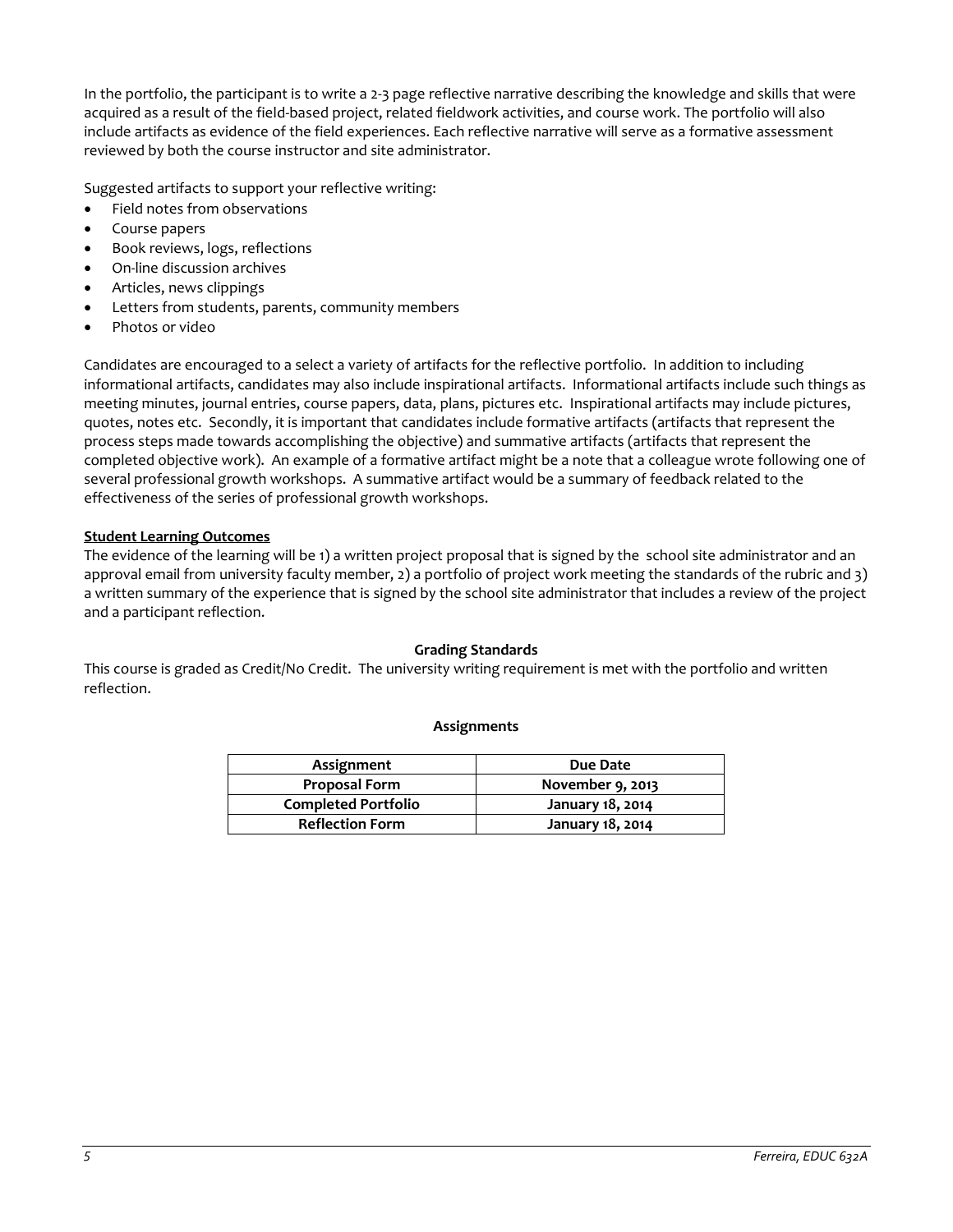In the portfolio, the participant is to write a 2-3 page reflective narrative describing the knowledge and skills that were acquired as a result of the field-based project, related fieldwork activities, and course work. The portfolio will also include artifacts as evidence of the field experiences. Each reflective narrative will serve as a formative assessment reviewed by both the course instructor and site administrator.

Suggested artifacts to support your reflective writing:

- Field notes from observations
- Course papers
- Book reviews, logs, reflections
- On-line discussion archives
- Articles, news clippings
- Letters from students, parents, community members
- Photos or video

Candidates are encouraged to a select a variety of artifacts for the reflective portfolio. In addition to including informational artifacts, candidates may also include inspirational artifacts. Informational artifacts include such things as meeting minutes, journal entries, course papers, data, plans, pictures etc. Inspirational artifacts may include pictures, quotes, notes etc. Secondly, it is important that candidates include formative artifacts (artifacts that represent the process steps made towards accomplishing the objective) and summative artifacts (artifacts that represent the completed objective work). An example of a formative artifact might be a note that a colleague wrote following one of several professional growth workshops. A summative artifact would be a summary of feedback related to the effectiveness of the series of professional growth workshops.

**Student Learning Outcomes**

The evidence of the learning will be 1) a written project proposal that is signed by the school site administrator and an approval email from university faculty member, 2) a portfolio of project work meeting the standards of the rubric and 3) a written summary of the experience that is signed by the school site administrator that includes a review of the project and a participant reflection.

### Grading Standards

This course is graded as Credit/No Credit. The university writing requirement is met with the portfolio and written reflection.

### Assignments

| Assignment | Due Date |
|---|---|
| **Proposal Form** | **November 9, 2013** |
| **Completed Portfolio** | **January 18, 2014** |
| **Reflection Form** | **January 18, 2014** |